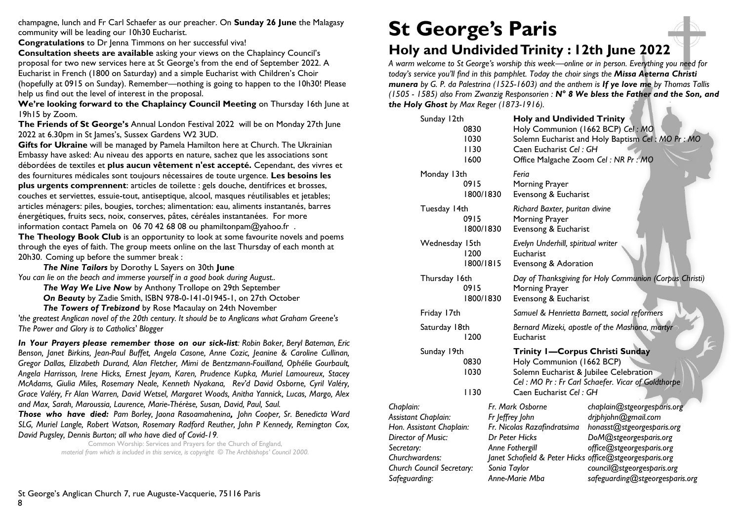champagne, lunch and Fr Carl Schaefer as our preacher. On **Sunday 26 June** the Malagasy community will be leading our 10h30 Eucharist.

**Congratulations** to Dr Jenna Timmons on her successful viva!

**Consultation sheets are available** asking your views on the Chaplaincy Council's proposal for two new services here at St George's from the end of September 2022. A Eucharist in French (1800 on Saturday) and a simple Eucharist with Children's Choir (hopefully at 0915 on Sunday). Remember—nothing is going to happen to the 10h30! Please help us find out the level of interest in the proposal.

**We're looking forward to the Chaplaincy Council Meeting** on Thursday 16th June at 19h15 by Zoom.

**The Friends of St George's** Annual London Festival 2022 will be on Monday 27th June 2022 at 6.30pm in St James's, Sussex Gardens W2 3UD.

**Gifts for Ukraine** will be managed by Pamela Hamilton here at Church. The Ukrainian Embassy have asked: Au niveau des apports en nature, sachez que les associations sont débordées de textiles et **plus aucun vêtement n'est accepté.** Cependant, des vivres et des fournitures médicales sont toujours nécessaires de toute urgence. **Les besoins les plus urgents comprennent**: articles de toilette : gels douche, dentifrices et brosses, couches et serviettes, essuie-tout, antiseptique, alcool, masques réutilisables et jetables; articles ménagers: piles, bougies, torches; alimentation: eau, aliments instantanés, barres énergétiques, fruits secs, noix, conserves, pâtes, céréales instantanées. For more information contact Pamela on 06 70 42 68 08 ou phamiltonpam@yahoo.fr .

**The Theology Book Club** is an opportunity to look at some favourite novels and poems through the eyes of faith. The group meets online on the last Thursday of each month at 20h30. Coming up before the summer break :

***The Nine Tailors*** by Dorothy L Sayers on 30th **June**

*You can lie on the beach and immerse yourself in a good book during August..*

***The Way We Live Now*** by Anthony Trollope on 29th September

***On Beauty*** by Zadie Smith, ISBN 978-0-141-01945-1, on 27th October

***The Towers of Trebizond*** by Rose Macaulay on 24th November

*'the greatest Anglican novel of the 20th century. It should be to Anglicans what Graham Greene's The Power and Glory is to Catholics' Blogger*

***In Your Prayers please remember those on our sick-list****: Robin Baker, Beryl Bateman, Eric Benson, Janet Birkins, Jean-Paul Buffet, Angela Casone, Anne Cozic, Jeanine & Caroline Cullinan, Gregor Dallas, Elizabeth Durand, Alan Fletcher, Mimi de Bentzmann-Fouilland, Ophélie Gourbault, Angela Harrisson, Irene Hicks, Ernest Jeyam, Karen, Prudence Kupka, Muriel Lamoureux, Stacey McAdams, Giulia Miles, Rosemary Neale, Kenneth Nyakana, Rev'd David Osborne, Cyril Valéry, Grace Valéry, Fr Alan Warren, David Wetsel, Margaret Woods, Anitha Yannick, Lucas, Margo, Alex and Max, Sarah, Maroussia, Laurence, Marie-Thérèse, Susan, David, Paul, Saul.*

***Those who have died:*** *Pam Borley, Jaona Rasoamahenina**,** John Cooper, Sr. Benedicta Ward SLG, Muriel Langle, Robert Watson, Rosemary Radford Reuther, John P Kennedy, Remington Cox, David Pugsley, Dennis Burton; all who have died of Covid-19.*

Common Worship: Services and Prayers for the Church of England,
*material from which is included in this service, is copyright © The Archbishops' Council 2000.*

St George's Anglican Church 7, rue Auguste-Vacquerie, 75116 Paris

# St George's Paris

## Holy and Undivided Trinity : 12th June 2022

*A warm welcome to St George's worship this week—online or in person. Everything you need for today's service you'll find in this pamphlet. Today the choir sings the **Missa Aeterna Christi munera** by G. P. da Palestrina (1525-1603) and the anthem is **If ye love me** by Thomas Tallis (1505 - 1585) also From Zwanzig Responsorien : **N° 8 We bless the Father and the Son, and the Holy Ghost** by Max Reger (1873-1916).*

| | | |
|---|---|---|
| Sunday 12th | | **Holy and Undivided Trinity** |
| | 0830 | Holy Communion (1662 BCP) *Cel : MO* |
| | 1030 | Solemn Eucharist and Holy Baptism *Cel : MO Pr : MO* |
| | 1130 | Caen Eucharist *Cel : GH* |
| | 1600 | Office Malgache Zoom *Cel : NR Pr : MO* |
| Monday 13th | | *Feria* |
| | 0915 | Morning Prayer |
| | 1800/1830 | Evensong & Eucharist |
| Tuesday 14th | | *Richard Baxter, puritan divine* |
| | 0915 | Morning Prayer |
| | 1800/1830 | Evensong & Eucharist |
| Wednesday 15th | | *Evelyn Underhill, spiritual writer* |
| | 1200 | Eucharist |
| | 1800/1815 | Evensong & Adoration |
| Thursday 16th | | *Day of Thanksgiving for Holy Communion (Corpus Christi)* |
| | 0915 | Morning Prayer |
| | 1800/1830 | Evensong & Eucharist |
| Friday 17th | | *Samuel & Henrietta Barnett, social reformers* |
| Saturday 18th | | *Bernard Mizeki, apostle of the Mashona, martyr* |
| | 1200 | Eucharist |
| Sunday 19th | | **Trinity 1—Corpus Christi Sunday** |
| | 0830 | Holy Communion (1662 BCP) |
| | 1030 | Solemn Eucharist & Jubilee Celebration *Cel : MO Pr : Fr Carl Schaefer. Vicar of Goldthorpe* |
| | 1130 | Caen Eucharist *Cel : GH* |

| | | |
|---|---|---|
| *Chaplain:* | *Fr. Mark Osborne* | *chaplain@stgeorgesparis.org* |
| *Assistant Chaplain:* | *Fr Jeffrey John* | *drjphjohn@gmail.com* |
| *Hon. Assistant Chaplain:* | *Fr. Nicolas Razafindratsima* | *honasst@stgeorgesparis.org* |
| *Director of Music:* | *Dr Peter Hicks* | *DoM@stgeorgesparis.org* |
| *Secretary:* | *Anne Fothergill* | *office@stgeorgesparis.org* |
| *Churchwardens:* | *Janet Schofield & Peter Hicks* | *office@stgeorgesparis.org* |
| *Church Council Secretary:* | *Sonia Taylor* | *council@stgeorgesparis.org* |
| *Safeguarding:* | *Anne-Marie Mba* | *safeguarding@stgeorgesparis.org* |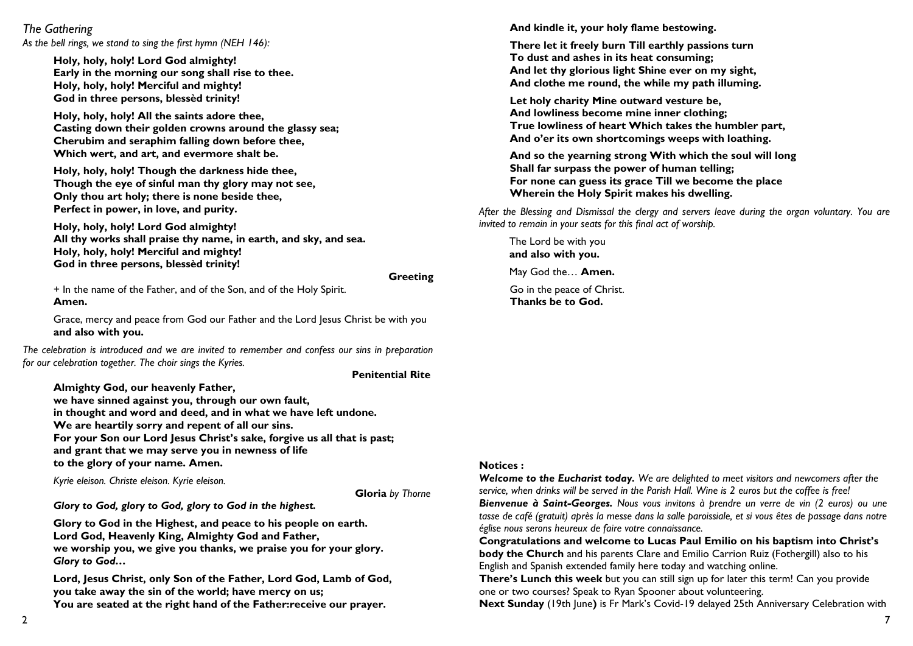*The Gathering*

*As the bell rings, we stand to sing the first hymn (NEH 146):*

**Holy, holy, holy! Lord God almighty!**
**Early in the morning our song shall rise to thee.**
**Holy, holy, holy! Merciful and mighty!**
**God in three persons, blessèd trinity!**

**Holy, holy, holy! All the saints adore thee,**
**Casting down their golden crowns around the glassy sea;**
**Cherubim and seraphim falling down before thee,**
**Which wert, and art, and evermore shalt be.**

**Holy, holy, holy! Though the darkness hide thee,**
**Though the eye of sinful man thy glory may not see,**
**Only thou art holy; there is none beside thee,**
**Perfect in power, in love, and purity.**

**Holy, holy, holy! Lord God almighty!**
**All thy works shall praise thy name, in earth, and sky, and sea.**
**Holy, holy, holy! Merciful and mighty!**
**God in three persons, blessèd trinity!**

**Greeting**

+ In the name of the Father, and of the Son, and of the Holy Spirit.
**Amen.**

Grace, mercy and peace from God our Father and the Lord Jesus Christ be with you
**and also with you.**

*The celebration is introduced and we are invited to remember and confess our sins in preparation for our celebration together. The choir sings the Kyries.*

**Penitential Rite**

**Almighty God, our heavenly Father,**
**we have sinned against you, through our own fault,**
**in thought and word and deed, and in what we have left undone.**
**We are heartily sorry and repent of all our sins.**
**For your Son our Lord Jesus Christ's sake, forgive us all that is past;**
**and grant that we may serve you in newness of life**
**to the glory of your name. Amen.**

*Kyrie eleison. Christe eleison. Kyrie eleison.*

**Gloria** *by Thorne*

***Glory to God, glory to God, glory to God in the highest.***

**Glory to God in the Highest, and peace to his people on earth.**
**Lord God, Heavenly King, Almighty God and Father,**
**we worship you, we give you thanks, we praise you for your glory.**
***Glory to God…***

**Lord, Jesus Christ, only Son of the Father, Lord God, Lamb of God,**
**you take away the sin of the world; have mercy on us;**
**You are seated at the right hand of the Father:receive our prayer.**

**And kindle it, your holy flame bestowing.**

**There let it freely burn Till earthly passions turn**
**To dust and ashes in its heat consuming;**
**And let thy glorious light Shine ever on my sight,**
**And clothe me round, the while my path illuming.**

**Let holy charity Mine outward vesture be,**
**And lowliness become mine inner clothing;**
**True lowliness of heart Which takes the humbler part,**
**And o'er its own shortcomings weeps with loathing.**

**And so the yearning strong With which the soul will long**
**Shall far surpass the power of human telling;**
**For none can guess its grace Till we become the place**
**Wherein the Holy Spirit makes his dwelling.**

*After the Blessing and Dismissal the clergy and servers leave during the organ voluntary. You are invited to remain in your seats for this final act of worship.*

The Lord be with you
**and also with you.**

May God the… **Amen.**

Go in the peace of Christ.
**Thanks be to God.**

**Notices :**

***Welcome to the Eucharist today.*** *We are delighted to meet visitors and newcomers after the service, when drinks will be served in the Parish Hall. Wine is 2 euros but the coffee is free!*
***Bienvenue à Saint-Georges.*** *Nous vous invitons à prendre un verre de vin (2 euros) ou une tasse de café (gratuit) après la messe dans la salle paroissiale, et si vous êtes de passage dans notre église nous serons heureux de faire votre connaissance.*
**Congratulations and welcome to Lucas Paul Emilio on his baptism into Christ's body the Church** and his parents Clare and Emilio Carrion Ruiz (Fothergill) also to his English and Spanish extended family here today and watching online.
**There's Lunch this week** but you can still sign up for later this term! Can you provide one or two courses? Speak to Ryan Spooner about volunteering.
**Next Sunday** (19th June**)** is Fr Mark's Covid-19 delayed 25th Anniversary Celebration with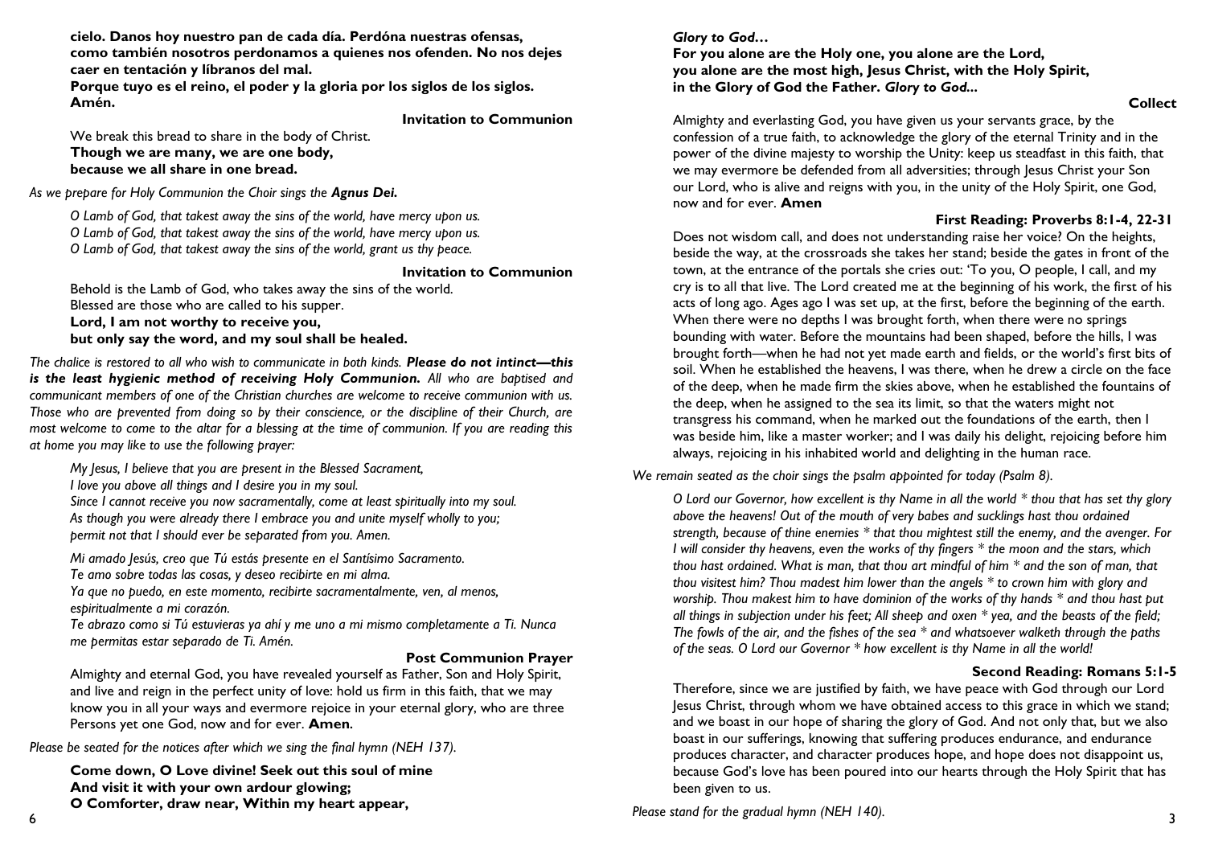**cielo. Danos hoy nuestro pan de cada día. Perdóna nuestras ofensas, como también nosotros perdonamos a quienes nos ofenden. No nos dejes caer en tentación y líbranos del mal.**
**Porque tuyo es el reino, el poder y la gloria por los siglos de los siglos. Amén.**

**Invitation to Communion**

We break this bread to share in the body of Christ.
**Though we are many, we are one body,**
**because we all share in one bread.**

*As we prepare for Holy Communion the Choir sings the **Agnus Dei.***

*O Lamb of God, that takest away the sins of the world, have mercy upon us.*
*O Lamb of God, that takest away the sins of the world, have mercy upon us.*
*O Lamb of God, that takest away the sins of the world, grant us thy peace.*

**Invitation to Communion**

Behold is the Lamb of God, who takes away the sins of the world.
Blessed are those who are called to his supper.
**Lord, I am not worthy to receive you,**
**but only say the word, and my soul shall be healed.**

*The chalice is restored to all who wish to communicate in both kinds. **Please do not intinct—this is the least hygienic method of receiving Holy Communion.** All who are baptised and communicant members of one of the Christian churches are welcome to receive communion with us. Those who are prevented from doing so by their conscience, or the discipline of their Church, are most welcome to come to the altar for a blessing at the time of communion. If you are reading this at home you may like to use the following prayer:*

*My Jesus, I believe that you are present in the Blessed Sacrament,*
*I love you above all things and I desire you in my soul.*
*Since I cannot receive you now sacramentally, come at least spiritually into my soul.*
*As though you were already there I embrace you and unite myself wholly to you;*
*permit not that I should ever be separated from you. Amen.*

*Mi amado Jesús, creo que Tú estás presente en el Santísimo Sacramento.*
*Te amo sobre todas las cosas, y deseo recibirte en mi alma.*
*Ya que no puedo, en este momento, recibirte sacramentalmente, ven, al menos, espiritualmente a mi corazón.*
*Te abrazo como si Tú estuvieras ya ahí y me uno a mi mismo completamente a Ti. Nunca me permitas estar separado de Ti. Amén.*

**Post Communion Prayer**

Almighty and eternal God, you have revealed yourself as Father, Son and Holy Spirit, and live and reign in the perfect unity of love: hold us firm in this faith, that we may know you in all your ways and evermore rejoice in your eternal glory, who are three Persons yet one God, now and for ever. **Amen.**

*Please be seated for the notices after which we sing the final hymn (NEH 137).*

**Come down, O Love divine! Seek out this soul of mine**
**And visit it with your own ardour glowing;**
**O Comforter, draw near, Within my heart appear,**

*Glory to God…*
**For you alone are the Holy one, you alone are the Lord,**
**you alone are the most high, Jesus Christ, with the Holy Spirit,**
**in the Glory of God the Father.** ***Glory to God...***

**Collect**

Almighty and everlasting God, you have given us your servants grace, by the confession of a true faith, to acknowledge the glory of the eternal Trinity and in the power of the divine majesty to worship the Unity: keep us steadfast in this faith, that we may evermore be defended from all adversities; through Jesus Christ your Son our Lord, who is alive and reigns with you, in the unity of the Holy Spirit, one God, now and for ever. **Amen**

**First Reading: Proverbs 8:1-4, 22-31**

Does not wisdom call, and does not understanding raise her voice? On the heights, beside the way, at the crossroads she takes her stand; beside the gates in front of the town, at the entrance of the portals she cries out: 'To you, O people, I call, and my cry is to all that live. The Lord created me at the beginning of his work, the first of his acts of long ago. Ages ago I was set up, at the first, before the beginning of the earth. When there were no depths I was brought forth, when there were no springs bounding with water. Before the mountains had been shaped, before the hills, I was brought forth—when he had not yet made earth and fields, or the world's first bits of soil. When he established the heavens, I was there, when he drew a circle on the face of the deep, when he made firm the skies above, when he established the fountains of the deep, when he assigned to the sea its limit, so that the waters might not transgress his command, when he marked out the foundations of the earth, then I was beside him, like a master worker; and I was daily his delight, rejoicing before him always, rejoicing in his inhabited world and delighting in the human race.

*We remain seated as the choir sings the psalm appointed for today (Psalm 8).*

*O Lord our Governor, how excellent is thy Name in all the world * thou that has set thy glory above the heavens! Out of the mouth of very babes and sucklings hast thou ordained strength, because of thine enemies * that thou mightest still the enemy, and the avenger. For I will consider thy heavens, even the works of thy fingers * the moon and the stars, which thou hast ordained. What is man, that thou art mindful of him * and the son of man, that thou visitest him? Thou madest him lower than the angels * to crown him with glory and worship. Thou makest him to have dominion of the works of thy hands * and thou hast put all things in subjection under his feet; All sheep and oxen * yea, and the beasts of the field; The fowls of the air, and the fishes of the sea * and whatsoever walketh through the paths of the seas. O Lord our Governor * how excellent is thy Name in all the world!*

**Second Reading: Romans 5:1-5**

Therefore, since we are justified by faith, we have peace with God through our Lord Jesus Christ, through whom we have obtained access to this grace in which we stand; and we boast in our hope of sharing the glory of God. And not only that, but we also boast in our sufferings, knowing that suffering produces endurance, and endurance produces character, and character produces hope, and hope does not disappoint us, because God's love has been poured into our hearts through the Holy Spirit that has been given to us.

*Please stand for the gradual hymn (NEH 140).*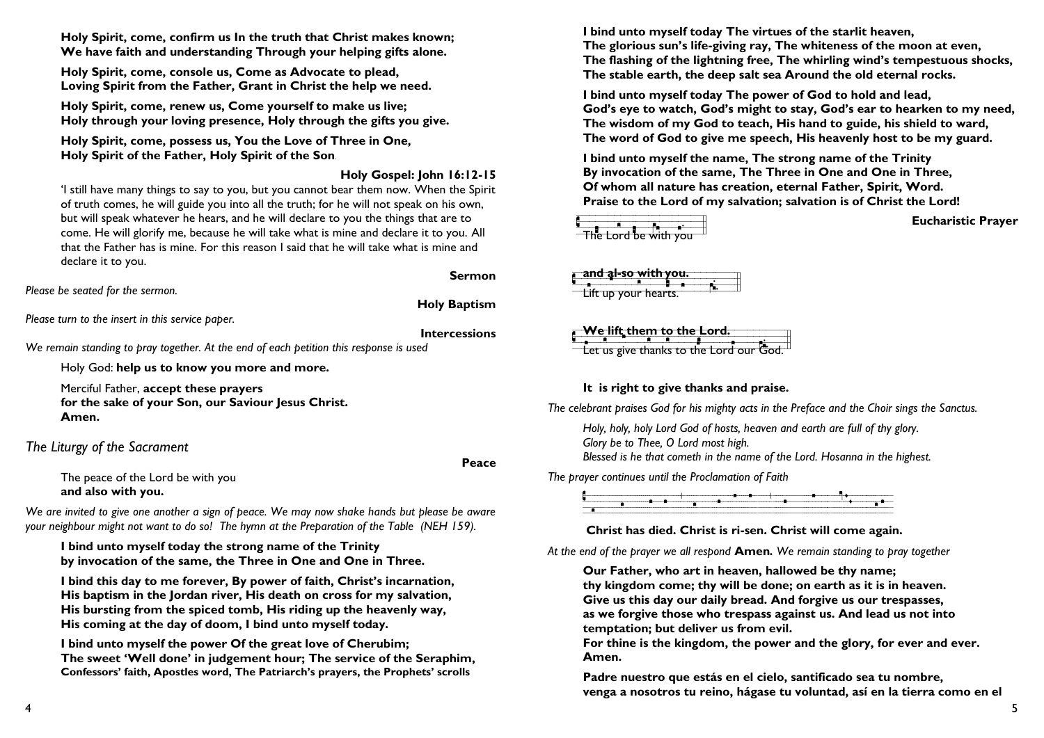**Holy Spirit, come, confirm us In the truth that Christ makes known;**
**We have faith and understanding Through your helping gifts alone.**

**Holy Spirit, come, console us, Come as Advocate to plead,**
**Loving Spirit from the Father, Grant in Christ the help we need.**

**Holy Spirit, come, renew us, Come yourself to make us live;**
**Holy through your loving presence, Holy through the gifts you give.**

**Holy Spirit, come, possess us, You the Love of Three in One,**
**Holy Spirit of the Father, Holy Spirit of the Son**.

### Holy Gospel: John 16:12-15

'I still have many things to say to you, but you cannot bear them now. When the Spirit of truth comes, he will guide you into all the truth; for he will not speak on his own, but will speak whatever he hears, and he will declare to you the things that are to come. He will glorify me, because he will take what is mine and declare it to you. All that the Father has is mine. For this reason I said that he will take what is mine and declare it to you.

### Sermon

*Please be seated for the sermon.*

### Holy Baptism

*Please turn to the insert in this service paper.*

### Intercessions

*We remain standing to pray together. At the end of each petition this response is used*

Holy God: **help us to know you more and more.**

Merciful Father, **accept these prayers**
**for the sake of your Son, our Saviour Jesus Christ.**
**Amen.**

## *The Liturgy of the Sacrament*

### Peace

The peace of the Lord be with you
**and also with you.**

*We are invited to give one another a sign of peace. We may now shake hands but please be aware your neighbour might not want to do so! The hymn at the Preparation of the Table (NEH 159).*

**I bind unto myself today the strong name of the Trinity**
**by invocation of the same, the Three in One and One in Three.**

**I bind this day to me forever, By power of faith, Christ's incarnation,**
**His baptism in the Jordan river, His death on cross for my salvation,**
**His bursting from the spiced tomb, His riding up the heavenly way,**
**His coming at the day of doom, I bind unto myself today.**

**I bind unto myself the power Of the great love of Cherubim;**
**The sweet 'Well done' in judgement hour; The service of the Seraphim,**
**Confessors' faith, Apostles word, The Patriarch's prayers, the Prophets' scrolls**

**I bind unto myself today The virtues of the starlit heaven,**
**The glorious sun's life-giving ray, The whiteness of the moon at even,**
**The flashing of the lightning free, The whirling wind's tempestuous shocks,**
**The stable earth, the deep salt sea Around the old eternal rocks.**

**I bind unto myself today The power of God to hold and lead,**
**God's eye to watch, God's might to stay, God's ear to hearken to my need,**
**The wisdom of my God to teach, His hand to guide, his shield to ward,**
**The word of God to give me speech, His heavenly host to be my guard.**

**I bind unto myself the name, The strong name of the Trinity**
**By invocation of the same, The Three in One and One in Three,**
**Of whom all nature has creation, eternal Father, Spirit, Word.**
**Praise to the Lord of my salvation; salvation is of Christ the Lord!**

### Eucharistic Prayer

The Lord be with you

**and al-so with you.**

Lift up your hearts.

**We lift them to the Lord.**

Let us give thanks to the Lord our God.

**It is right to give thanks and praise.**

*The celebrant praises God for his mighty acts in the Preface and the Choir sings the Sanctus.*

*Holy, holy, holy Lord God of hosts, heaven and earth are full of thy glory.*
*Glory be to Thee, O Lord most high.*
*Blessed is he that cometh in the name of the Lord. Hosanna in the highest.*

*The prayer continues until the Proclamation of Faith*

**Christ has died. Christ is ri-sen. Christ will come again.**

*At the end of the prayer we all respond* **Amen.** *We remain standing to pray together*

**Our Father, who art in heaven, hallowed be thy name;**
**thy kingdom come; thy will be done; on earth as it is in heaven.**
**Give us this day our daily bread. And forgive us our trespasses,**
**as we forgive those who trespass against us. And lead us not into temptation; but deliver us from evil.**
**For thine is the kingdom, the power and the glory, for ever and ever.**
**Amen.**

**Padre nuestro que estás en el cielo, santificado sea tu nombre,**
**venga a nosotros tu reino, hágase tu voluntad, así en la tierra como en el**